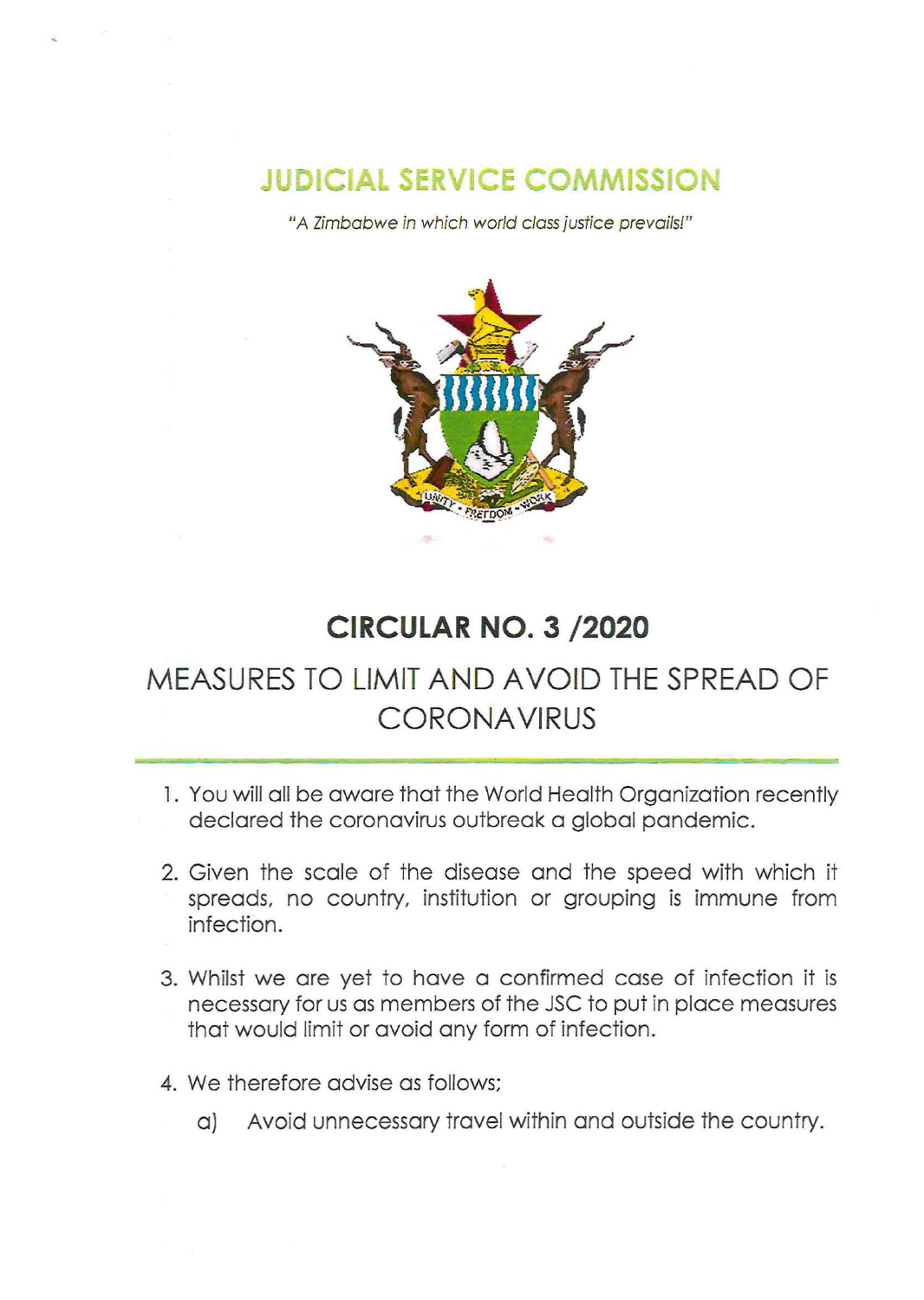# JUDICIAL SERVICE COMMISSION

*"A Zimbabwe in which world class justice prevails!"*

## CIRCULAR NO. 3 /2020

## MEASURES TO LIMIT AND AVOID THE SPREAD OF CORONAVIRUS

1. You will all be aware that the World Health Organization recently declared the coronavirus outbreak a global pandemic.

2. Given the scale of the disease and the speed with which it spreads, no country, institution or grouping is immune from infection.

3. Whilst we are yet to have a confirmed case of infection it is necessary for us as members of the JSC to put in place measures that would limit or avoid any form of infection.

4. We therefore advise as follows;

   a) Avoid unnecessary travel within and outside the country.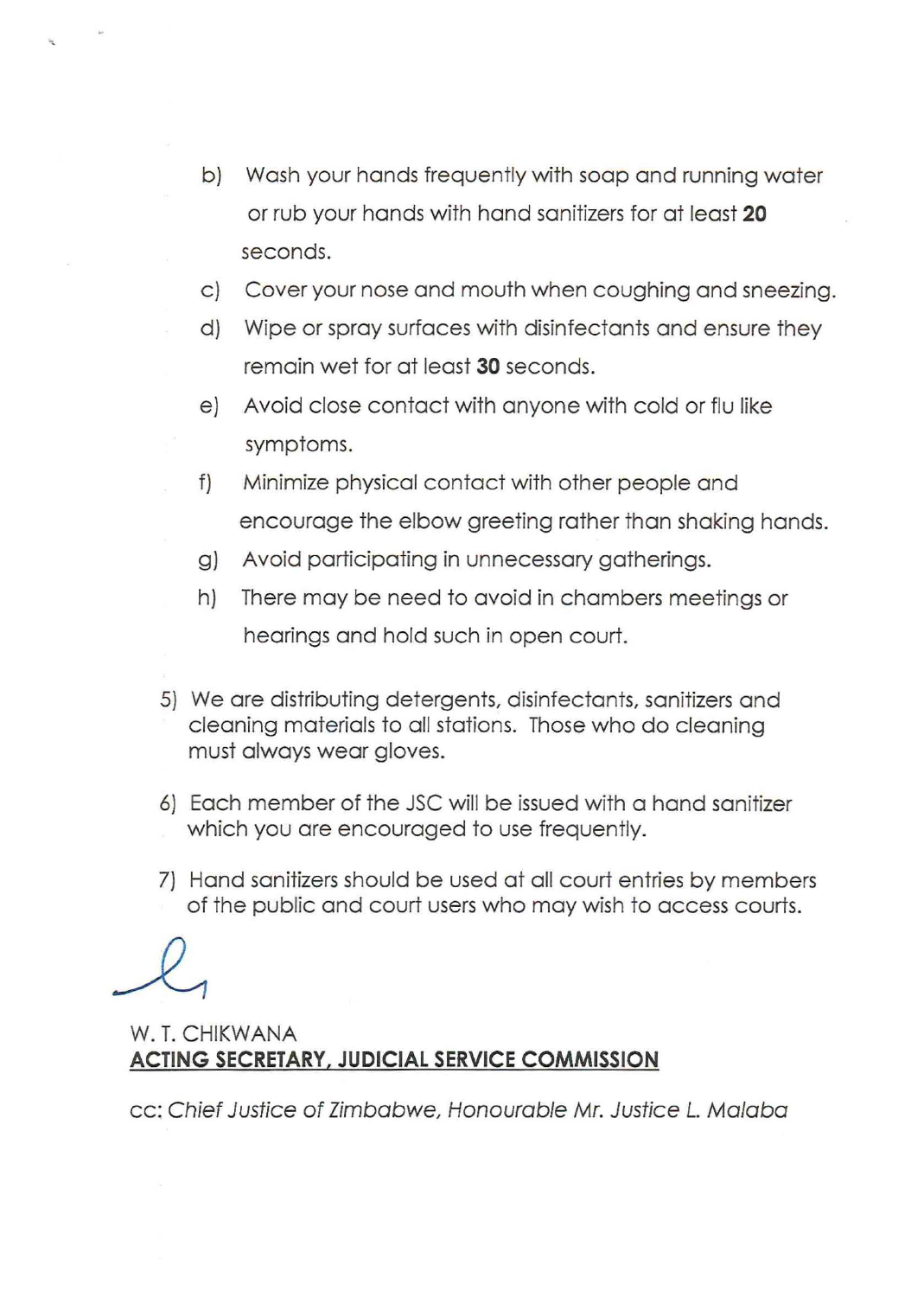b) Wash your hands frequently with soap and running water or rub your hands with hand sanitizers for at least **20** seconds.

c) Cover your nose and mouth when coughing and sneezing.

d) Wipe or spray surfaces with disinfectants and ensure they remain wet for at least **30** seconds.

e) Avoid close contact with anyone with cold or flu like symptoms.

f) Minimize physical contact with other people and encourage the elbow greeting rather than shaking hands.

g) Avoid participating in unnecessary gatherings.

h) There may be need to avoid in chambers meetings or hearings and hold such in open court.

5) We are distributing detergents, disinfectants, sanitizers and cleaning materials to all stations. Those who do cleaning must always wear gloves.

6) Each member of the JSC will be issued with a hand sanitizer which you are encouraged to use frequently.

7) Hand sanitizers should be used at all court entries by members of the public and court users who may wish to access courts.

W. T. CHIKWANA
**ACTING SECRETARY, JUDICIAL SERVICE COMMISSION**

cc: *Chief Justice of Zimbabwe, Honourable Mr. Justice L. Malaba*